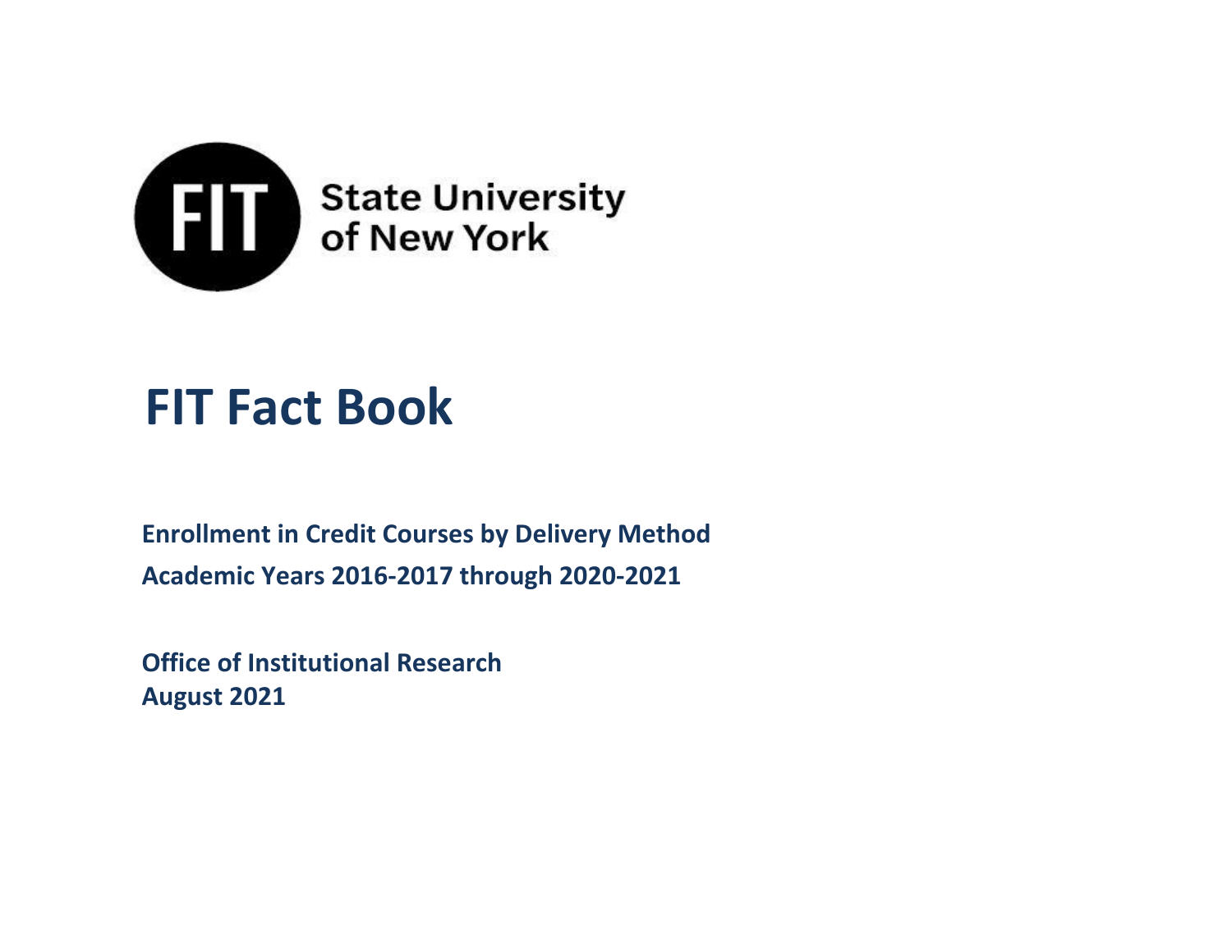FIT State University of New York

# FIT Fact Book

**Enrollment in Credit Courses by Delivery Method**

**Academic Years 2016-2017 through 2020-2021**

**Office of Institutional Research**

**August 2021**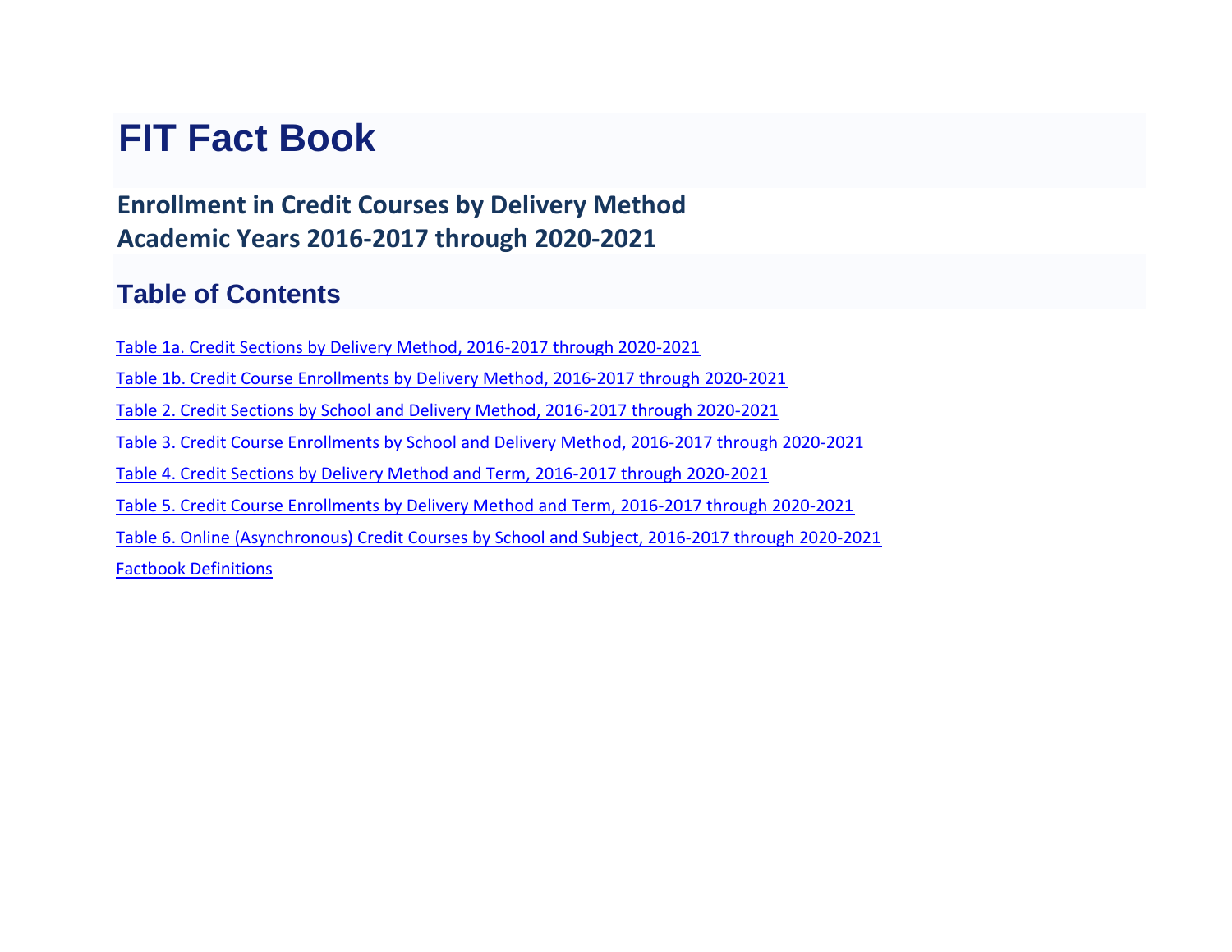# FIT Fact Book

## Enrollment in Credit Courses by Delivery Method
## Academic Years 2016-2017 through 2020-2021

## Table of Contents

- Table 1a. Credit Sections by Delivery Method, 2016-2017 through 2020-2021
- Table 1b. Credit Course Enrollments by Delivery Method, 2016-2017 through 2020-2021
- Table 2. Credit Sections by School and Delivery Method, 2016-2017 through 2020-2021
- Table 3. Credit Course Enrollments by School and Delivery Method, 2016-2017 through 2020-2021
- Table 4. Credit Sections by Delivery Method and Term, 2016-2017 through 2020-2021
- Table 5. Credit Course Enrollments by Delivery Method and Term, 2016-2017 through 2020-2021
- Table 6. Online (Asynchronous) Credit Courses by School and Subject, 2016-2017 through 2020-2021
- Factbook Definitions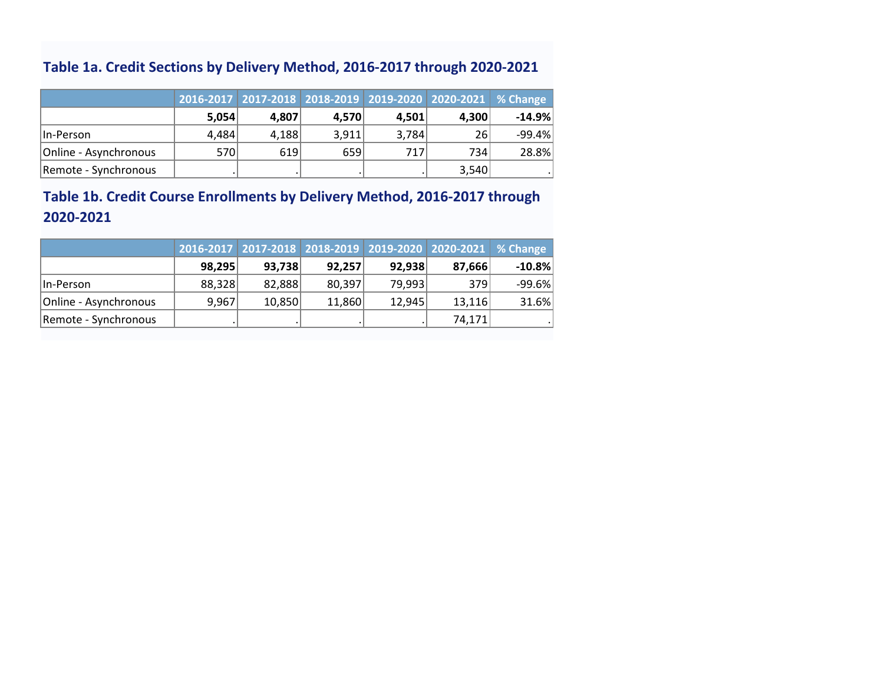### Table 1a. Credit Sections by Delivery Method, 2016-2017 through 2020-2021

| | 2016-2017 | 2017-2018 | 2018-2019 | 2019-2020 | 2020-2021 | % Change |
|---|---|---|---|---|---|---|
| | **5,054** | **4,807** | **4,570** | **4,501** | **4,300** | **-14.9%** |
| In-Person | 4,484 | 4,188 | 3,911 | 3,784 | 26 | -99.4% |
| Online - Asynchronous | 570 | 619 | 659 | 717 | 734 | 28.8% |
| Remote - Synchronous | . | . | . | . | 3,540 | . |

### Table 1b. Credit Course Enrollments by Delivery Method, 2016-2017 through 2020-2021

| | 2016-2017 | 2017-2018 | 2018-2019 | 2019-2020 | 2020-2021 | % Change |
|---|---|---|---|---|---|---|
| | **98,295** | **93,738** | **92,257** | **92,938** | **87,666** | **-10.8%** |
| In-Person | 88,328 | 82,888 | 80,397 | 79,993 | 379 | -99.6% |
| Online - Asynchronous | 9,967 | 10,850 | 11,860 | 12,945 | 13,116 | 31.6% |
| Remote - Synchronous | . | . | . | . | 74,171 | . |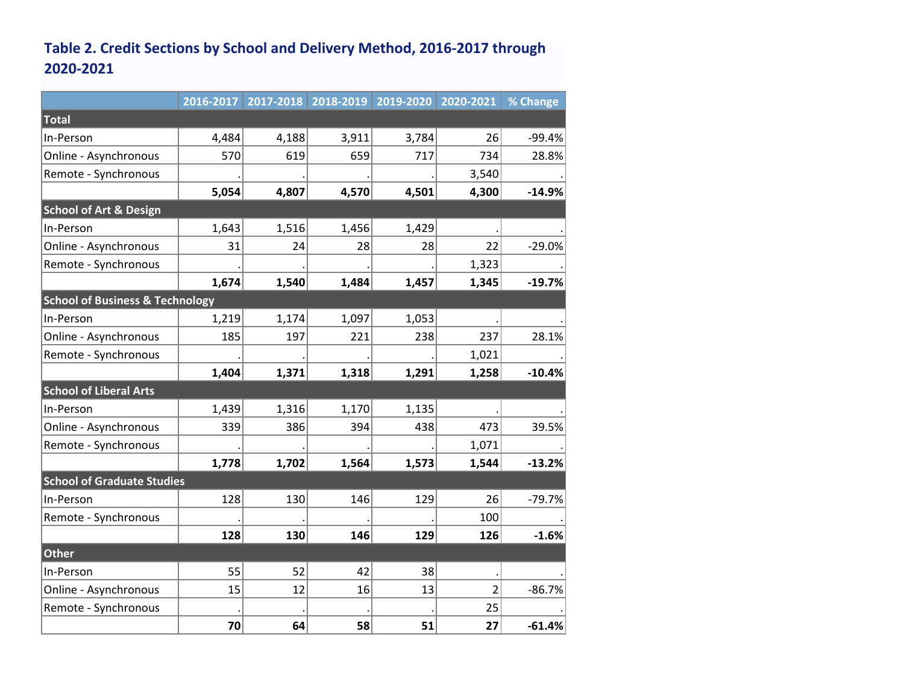### Table 2. Credit Sections by School and Delivery Method, 2016-2017 through 2020-2021

| | 2016-2017 | 2017-2018 | 2018-2019 | 2019-2020 | 2020-2021 | % Change |
|---|---|---|---|---|---|---|
| **Total** | | | | | | |
| In-Person | 4,484 | 4,188 | 3,911 | 3,784 | 26 | -99.4% |
| Online - Asynchronous | 570 | 619 | 659 | 717 | 734 | 28.8% |
| Remote - Synchronous | . | . | . | . | 3,540 | . |
| | **5,054** | **4,807** | **4,570** | **4,501** | **4,300** | **-14.9%** |
| **School of Art & Design** | | | | | | |
| In-Person | 1,643 | 1,516 | 1,456 | 1,429 | . | . |
| Online - Asynchronous | 31 | 24 | 28 | 28 | 22 | -29.0% |
| Remote - Synchronous | . | . | . | . | 1,323 | . |
| | **1,674** | **1,540** | **1,484** | **1,457** | **1,345** | **-19.7%** |
| **School of Business & Technology** | | | | | | |
| In-Person | 1,219 | 1,174 | 1,097 | 1,053 | . | . |
| Online - Asynchronous | 185 | 197 | 221 | 238 | 237 | 28.1% |
| Remote - Synchronous | . | . | . | . | 1,021 | . |
| | **1,404** | **1,371** | **1,318** | **1,291** | **1,258** | **-10.4%** |
| **School of Liberal Arts** | | | | | | |
| In-Person | 1,439 | 1,316 | 1,170 | 1,135 | . | . |
| Online - Asynchronous | 339 | 386 | 394 | 438 | 473 | 39.5% |
| Remote - Synchronous | . | . | . | . | 1,071 | . |
| | **1,778** | **1,702** | **1,564** | **1,573** | **1,544** | **-13.2%** |
| **School of Graduate Studies** | | | | | | |
| In-Person | 128 | 130 | 146 | 129 | 26 | -79.7% |
| Remote - Synchronous | . | . | . | . | 100 | . |
| | **128** | **130** | **146** | **129** | **126** | **-1.6%** |
| **Other** | | | | | | |
| In-Person | 55 | 52 | 42 | 38 | . | . |
| Online - Asynchronous | 15 | 12 | 16 | 13 | 2 | -86.7% |
| Remote - Synchronous | . | . | . | . | 25 | . |
| | **70** | **64** | **58** | **51** | **27** | **-61.4%** |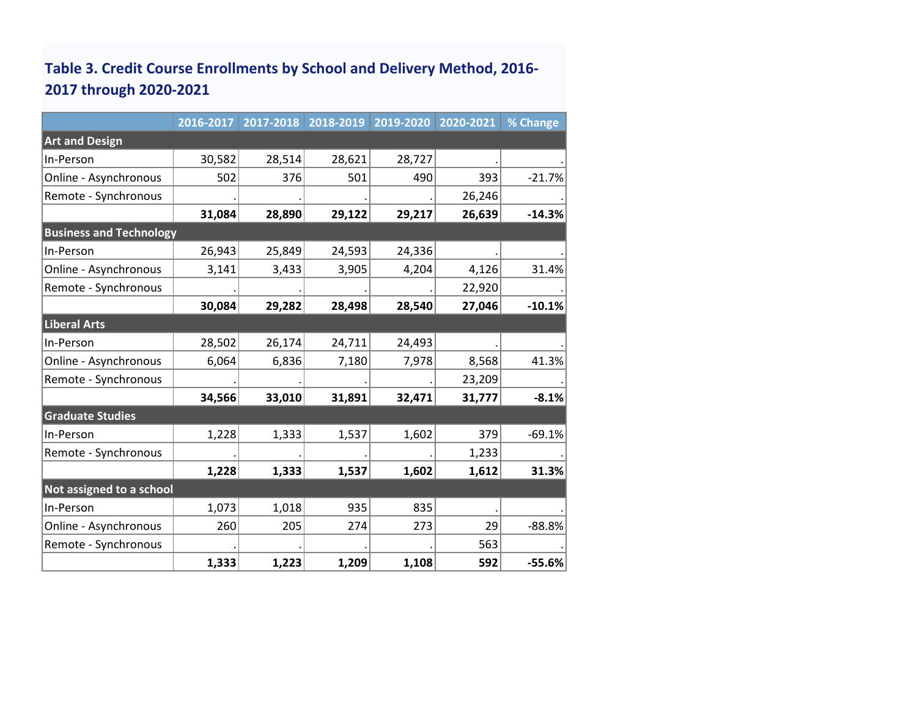## Table 3. Credit Course Enrollments by School and Delivery Method, 2016-2017 through 2020-2021

| | 2016-2017 | 2017-2018 | 2018-2019 | 2019-2020 | 2020-2021 | % Change |
|---|---|---|---|---|---|---|
| **Art and Design** | | | | | | |
| In-Person | 30,582 | 28,514 | 28,621 | 28,727 | . | . |
| Online - Asynchronous | 502 | 376 | 501 | 490 | 393 | -21.7% |
| Remote - Synchronous | . | . | . | . | 26,246 | . |
| | **31,084** | **28,890** | **29,122** | **29,217** | **26,639** | **-14.3%** |
| **Business and Technology** | | | | | | |
| In-Person | 26,943 | 25,849 | 24,593 | 24,336 | . | . |
| Online - Asynchronous | 3,141 | 3,433 | 3,905 | 4,204 | 4,126 | 31.4% |
| Remote - Synchronous | . | . | . | . | 22,920 | . |
| | **30,084** | **29,282** | **28,498** | **28,540** | **27,046** | **-10.1%** |
| **Liberal Arts** | | | | | | |
| In-Person | 28,502 | 26,174 | 24,711 | 24,493 | . | . |
| Online - Asynchronous | 6,064 | 6,836 | 7,180 | 7,978 | 8,568 | 41.3% |
| Remote - Synchronous | . | . | . | . | 23,209 | . |
| | **34,566** | **33,010** | **31,891** | **32,471** | **31,777** | **-8.1%** |
| **Graduate Studies** | | | | | | |
| In-Person | 1,228 | 1,333 | 1,537 | 1,602 | 379 | -69.1% |
| Remote - Synchronous | . | . | . | . | 1,233 | . |
| | **1,228** | **1,333** | **1,537** | **1,602** | **1,612** | **31.3%** |
| **Not assigned to a school** | | | | | | |
| In-Person | 1,073 | 1,018 | 935 | 835 | . | . |
| Online - Asynchronous | 260 | 205 | 274 | 273 | 29 | -88.8% |
| Remote - Synchronous | . | . | . | . | 563 | . |
| | **1,333** | **1,223** | **1,209** | **1,108** | **592** | **-55.6%** |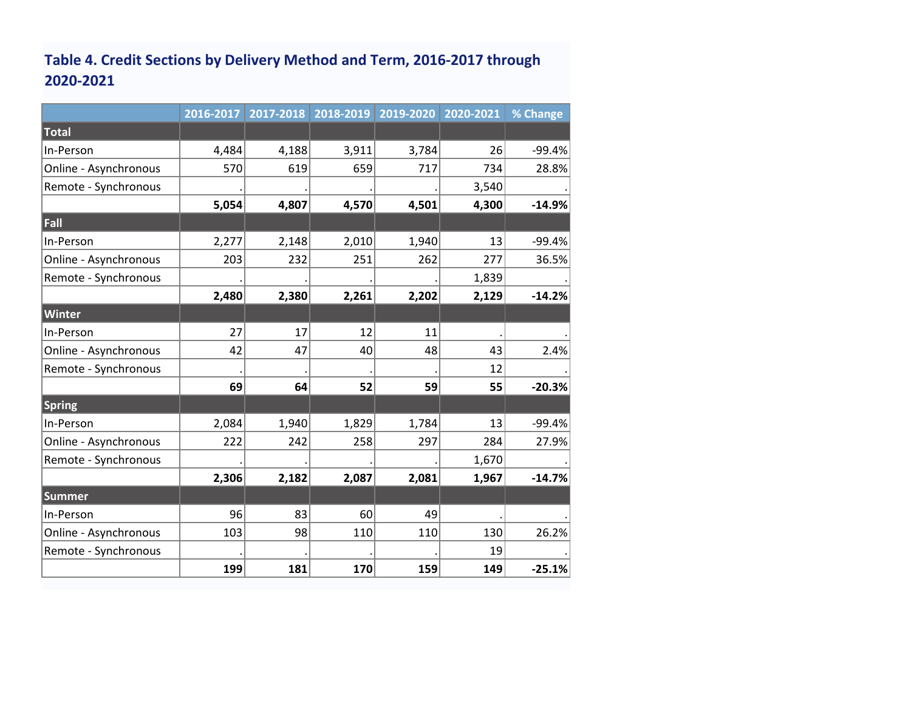### Table 4. Credit Sections by Delivery Method and Term, 2016-2017 through 2020-2021

| | 2016-2017 | 2017-2018 | 2018-2019 | 2019-2020 | 2020-2021 | % Change |
|---|---|---|---|---|---|---|
| **Total** | | | | | | |
| In-Person | 4,484 | 4,188 | 3,911 | 3,784 | 26 | -99.4% |
| Online - Asynchronous | 570 | 619 | 659 | 717 | 734 | 28.8% |
| Remote - Synchronous | . | . | . | . | 3,540 | . |
| | **5,054** | **4,807** | **4,570** | **4,501** | **4,300** | **-14.9%** |
| **Fall** | | | | | | |
| In-Person | 2,277 | 2,148 | 2,010 | 1,940 | 13 | -99.4% |
| Online - Asynchronous | 203 | 232 | 251 | 262 | 277 | 36.5% |
| Remote - Synchronous | . | . | . | . | 1,839 | . |
| | **2,480** | **2,380** | **2,261** | **2,202** | **2,129** | **-14.2%** |
| **Winter** | | | | | | |
| In-Person | 27 | 17 | 12 | 11 | . | . |
| Online - Asynchronous | 42 | 47 | 40 | 48 | 43 | 2.4% |
| Remote - Synchronous | . | . | . | . | 12 | . |
| | **69** | **64** | **52** | **59** | **55** | **-20.3%** |
| **Spring** | | | | | | |
| In-Person | 2,084 | 1,940 | 1,829 | 1,784 | 13 | -99.4% |
| Online - Asynchronous | 222 | 242 | 258 | 297 | 284 | 27.9% |
| Remote - Synchronous | . | . | . | . | 1,670 | . |
| | **2,306** | **2,182** | **2,087** | **2,081** | **1,967** | **-14.7%** |
| **Summer** | | | | | | |
| In-Person | 96 | 83 | 60 | 49 | . | . |
| Online - Asynchronous | 103 | 98 | 110 | 110 | 130 | 26.2% |
| Remote - Synchronous | . | . | . | . | 19 | . |
| | **199** | **181** | **170** | **159** | **149** | **-25.1%** |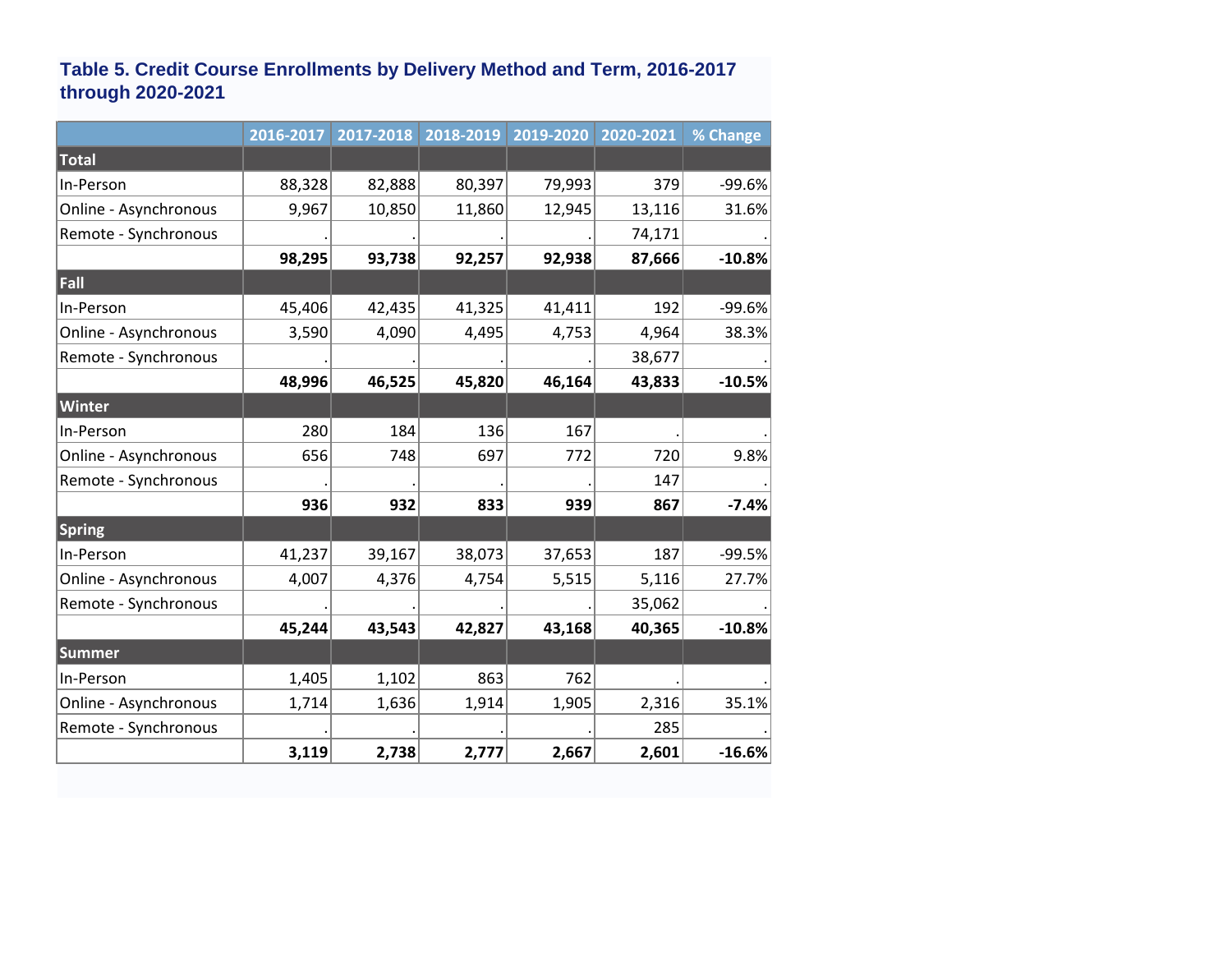### Table 5. Credit Course Enrollments by Delivery Method and Term, 2016-2017 through 2020-2021

| | 2016-2017 | 2017-2018 | 2018-2019 | 2019-2020 | 2020-2021 | % Change |
|---|---|---|---|---|---|---|
| **Total** | | | | | | |
| In-Person | 88,328 | 82,888 | 80,397 | 79,993 | 379 | -99.6% |
| Online - Asynchronous | 9,967 | 10,850 | 11,860 | 12,945 | 13,116 | 31.6% |
| Remote - Synchronous | . | . | . | . | 74,171 | . |
| | **98,295** | **93,738** | **92,257** | **92,938** | **87,666** | **-10.8%** |
| **Fall** | | | | | | |
| In-Person | 45,406 | 42,435 | 41,325 | 41,411 | 192 | -99.6% |
| Online - Asynchronous | 3,590 | 4,090 | 4,495 | 4,753 | 4,964 | 38.3% |
| Remote - Synchronous | . | . | . | . | 38,677 | . |
| | **48,996** | **46,525** | **45,820** | **46,164** | **43,833** | **-10.5%** |
| **Winter** | | | | | | |
| In-Person | 280 | 184 | 136 | 167 | . | . |
| Online - Asynchronous | 656 | 748 | 697 | 772 | 720 | 9.8% |
| Remote - Synchronous | . | . | . | . | 147 | . |
| | **936** | **932** | **833** | **939** | **867** | **-7.4%** |
| **Spring** | | | | | | |
| In-Person | 41,237 | 39,167 | 38,073 | 37,653 | 187 | -99.5% |
| Online - Asynchronous | 4,007 | 4,376 | 4,754 | 5,515 | 5,116 | 27.7% |
| Remote - Synchronous | . | . | . | . | 35,062 | . |
| | **45,244** | **43,543** | **42,827** | **43,168** | **40,365** | **-10.8%** |
| **Summer** | | | | | | |
| In-Person | 1,405 | 1,102 | 863 | 762 | . | . |
| Online - Asynchronous | 1,714 | 1,636 | 1,914 | 1,905 | 2,316 | 35.1% |
| Remote - Synchronous | . | . | . | . | 285 | . |
| | **3,119** | **2,738** | **2,777** | **2,667** | **2,601** | **-16.6%** |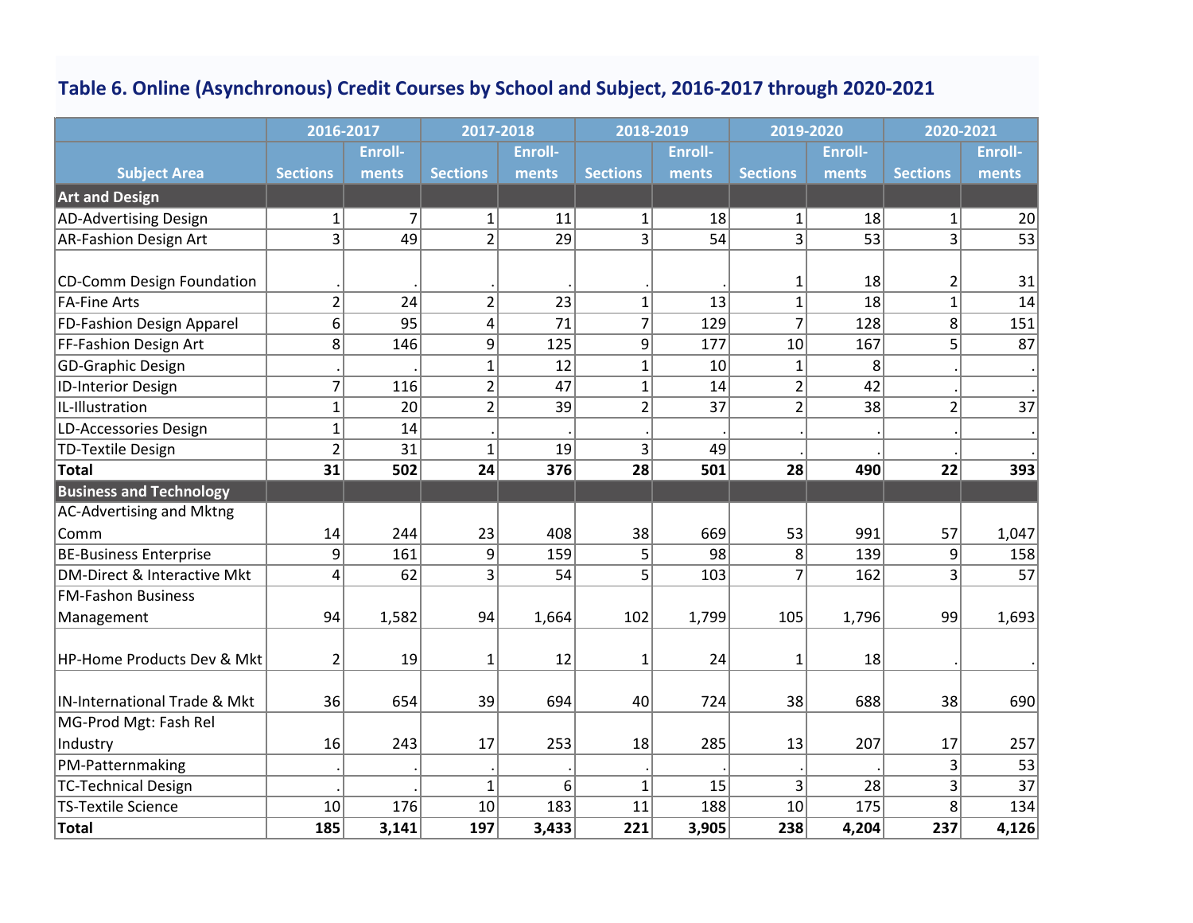### Table 6. Online (Asynchronous) Credit Courses by School and Subject, 2016-2017 through 2020-2021

| | 2016-2017 | | 2017-2018 | | 2018-2019 | | 2019-2020 | | 2020-2021 | |
|---|---|---|---|---|---|---|---|---|---|---|
| Subject Area | Sections | Enroll-ments | Sections | Enroll-ments | Sections | Enroll-ments | Sections | Enroll-ments | Sections | Enroll-ments |
| **Art and Design** | | | | | | | | | | |
| AD-Advertising Design | 1 | 7 | 1 | 11 | 1 | 18 | 1 | 18 | 1 | 20 |
| AR-Fashion Design Art | 3 | 49 | 2 | 29 | 3 | 54 | 3 | 53 | 3 | 53 |
| CD-Comm Design Foundation | . | . | . | . | . | . | 1 | 18 | 2 | 31 |
| FA-Fine Arts | 2 | 24 | 2 | 23 | 1 | 13 | 1 | 18 | 1 | 14 |
| FD-Fashion Design Apparel | 6 | 95 | 4 | 71 | 7 | 129 | 7 | 128 | 8 | 151 |
| FF-Fashion Design Art | 8 | 146 | 9 | 125 | 9 | 177 | 10 | 167 | 5 | 87 |
| GD-Graphic Design | . | . | 1 | 12 | 1 | 10 | 1 | 8 | . | . |
| ID-Interior Design | 7 | 116 | 2 | 47 | 1 | 14 | 2 | 42 | . | . |
| IL-Illustration | 1 | 20 | 2 | 39 | 2 | 37 | 2 | 38 | 2 | 37 |
| LD-Accessories Design | 1 | 14 | . | . | . | . | . | . | . | . |
| TD-Textile Design | 2 | 31 | 1 | 19 | 3 | 49 | . | . | . | . |
| **Total** | **31** | **502** | **24** | **376** | **28** | **501** | **28** | **490** | **22** | **393** |
| **Business and Technology** | | | | | | | | | | |
| AC-Advertising and Mktng Comm | 14 | 244 | 23 | 408 | 38 | 669 | 53 | 991 | 57 | 1,047 |
| BE-Business Enterprise | 9 | 161 | 9 | 159 | 5 | 98 | 8 | 139 | 9 | 158 |
| DM-Direct & Interactive Mkt | 4 | 62 | 3 | 54 | 5 | 103 | 7 | 162 | 3 | 57 |
| FM-Fashon Business Management | 94 | 1,582 | 94 | 1,664 | 102 | 1,799 | 105 | 1,796 | 99 | 1,693 |
| HP-Home Products Dev & Mkt | 2 | 19 | 1 | 12 | 1 | 24 | 1 | 18 | . | . |
| IN-International Trade & Mkt | 36 | 654 | 39 | 694 | 40 | 724 | 38 | 688 | 38 | 690 |
| MG-Prod Mgt: Fash Rel Industry | 16 | 243 | 17 | 253 | 18 | 285 | 13 | 207 | 17 | 257 |
| PM-Patternmaking | . | . | . | . | . | . | . | . | 3 | 53 |
| TC-Technical Design | . | . | 1 | 6 | 1 | 15 | 3 | 28 | 3 | 37 |
| TS-Textile Science | 10 | 176 | 10 | 183 | 11 | 188 | 10 | 175 | 8 | 134 |
| **Total** | **185** | **3,141** | **197** | **3,433** | **221** | **3,905** | **238** | **4,204** | **237** | **4,126** |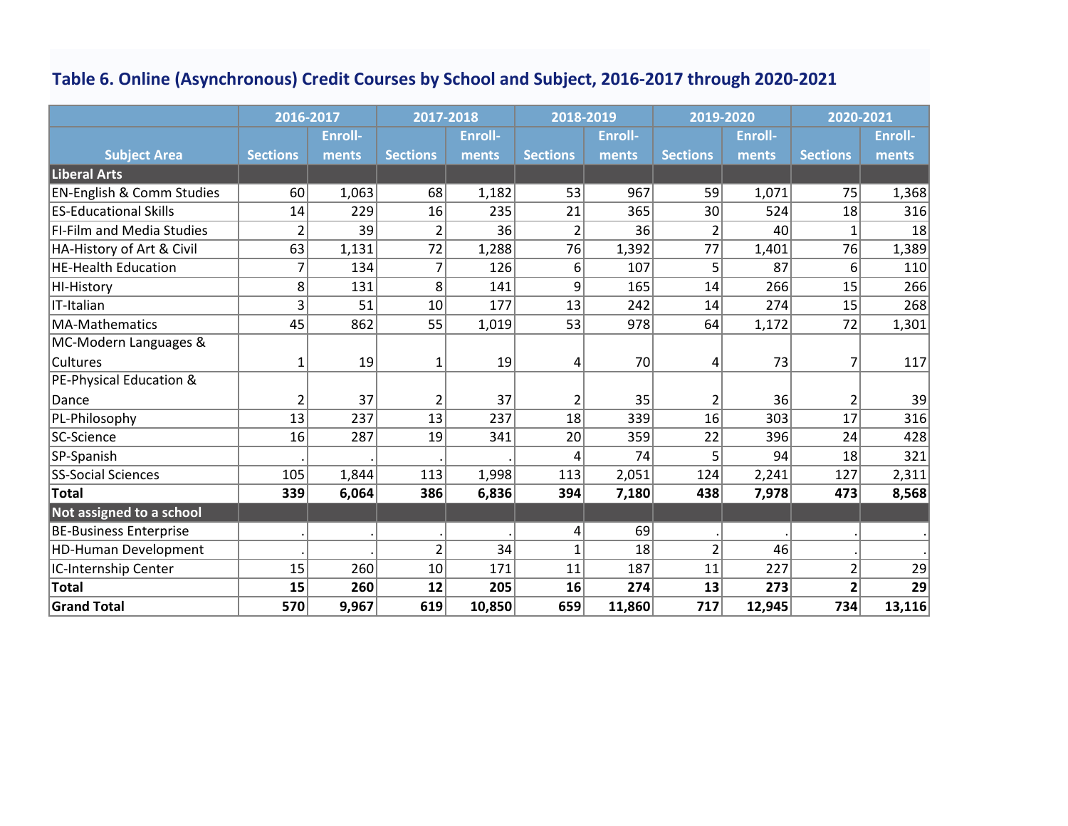## Table 6. Online (Asynchronous) Credit Courses by School and Subject, 2016-2017 through 2020-2021

| Subject Area | 2016-2017 | | 2017-2018 | | 2018-2019 | | 2019-2020 | | 2020-2021 | |
|---|---|---|---|---|---|---|---|---|---|---|
| | Sections | Enroll-ments | Sections | Enroll-ments | Sections | Enroll-ments | Sections | Enroll-ments | Sections | Enroll-ments |
| **Liberal Arts** | | | | | | | | | | |
| EN-English & Comm Studies | 60 | 1,063 | 68 | 1,182 | 53 | 967 | 59 | 1,071 | 75 | 1,368 |
| ES-Educational Skills | 14 | 229 | 16 | 235 | 21 | 365 | 30 | 524 | 18 | 316 |
| FI-Film and Media Studies | 2 | 39 | 2 | 36 | 2 | 36 | 2 | 40 | 1 | 18 |
| HA-History of Art & Civil | 63 | 1,131 | 72 | 1,288 | 76 | 1,392 | 77 | 1,401 | 76 | 1,389 |
| HE-Health Education | 7 | 134 | 7 | 126 | 6 | 107 | 5 | 87 | 6 | 110 |
| HI-History | 8 | 131 | 8 | 141 | 9 | 165 | 14 | 266 | 15 | 266 |
| IT-Italian | 3 | 51 | 10 | 177 | 13 | 242 | 14 | 274 | 15 | 268 |
| MA-Mathematics | 45 | 862 | 55 | 1,019 | 53 | 978 | 64 | 1,172 | 72 | 1,301 |
| MC-Modern Languages & Cultures | 1 | 19 | 1 | 19 | 4 | 70 | 4 | 73 | 7 | 117 |
| PE-Physical Education & Dance | 2 | 37 | 2 | 37 | 2 | 35 | 2 | 36 | 2 | 39 |
| PL-Philosophy | 13 | 237 | 13 | 237 | 18 | 339 | 16 | 303 | 17 | 316 |
| SC-Science | 16 | 287 | 19 | 341 | 20 | 359 | 22 | 396 | 24 | 428 |
| SP-Spanish | . | . | . | . | 4 | 74 | 5 | 94 | 18 | 321 |
| SS-Social Sciences | 105 | 1,844 | 113 | 1,998 | 113 | 2,051 | 124 | 2,241 | 127 | 2,311 |
| **Total** | **339** | **6,064** | **386** | **6,836** | **394** | **7,180** | **438** | **7,978** | **473** | **8,568** |
| **Not assigned to a school** | | | | | | | | | | |
| BE-Business Enterprise | . | . | . | . | 4 | 69 | . | . | . | . |
| HD-Human Development | . | . | 2 | 34 | 1 | 18 | 2 | 46 | . | . |
| IC-Internship Center | 15 | 260 | 10 | 171 | 11 | 187 | 11 | 227 | 2 | 29 |
| **Total** | **15** | **260** | **12** | **205** | **16** | **274** | **13** | **273** | **2** | **29** |
| **Grand Total** | **570** | **9,967** | **619** | **10,850** | **659** | **11,860** | **717** | **12,945** | **734** | **13,116** |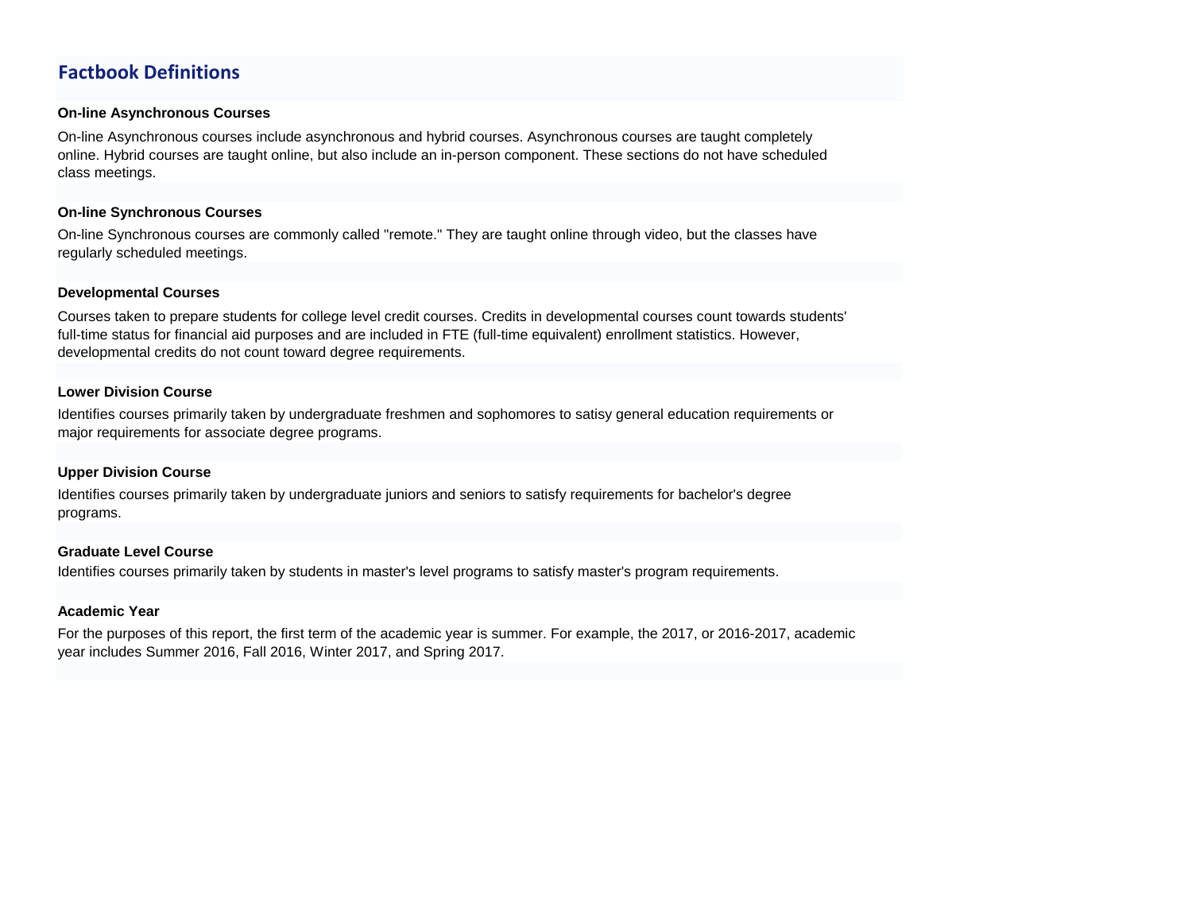# Factbook Definitions

**On-line Asynchronous Courses**

On-line Asynchronous courses include asynchronous and hybrid courses. Asynchronous courses are taught completely online. Hybrid courses are taught online, but also include an in-person component. These sections do not have scheduled class meetings.

**On-line Synchronous Courses**

On-line Synchronous courses are commonly called "remote." They are taught online through video, but the classes have regularly scheduled meetings.

**Developmental Courses**

Courses taken to prepare students for college level credit courses. Credits in developmental courses count towards students' full-time status for financial aid purposes and are included in FTE (full-time equivalent) enrollment statistics. However, developmental credits do not count toward degree requirements.

**Lower Division Course**

Identifies courses primarily taken by undergraduate freshmen and sophomores to satisy general education requirements or major requirements for associate degree programs.

**Upper Division Course**

Identifies courses primarily taken by undergraduate juniors and seniors to satisfy requirements for bachelor's degree programs.

**Graduate Level Course**

Identifies courses primarily taken by students in master's level programs to satisfy master's program requirements.

**Academic Year**

For the purposes of this report, the first term of the academic year is summer. For example, the 2017, or 2016-2017, academic year includes Summer 2016, Fall 2016, Winter 2017, and Spring 2017.